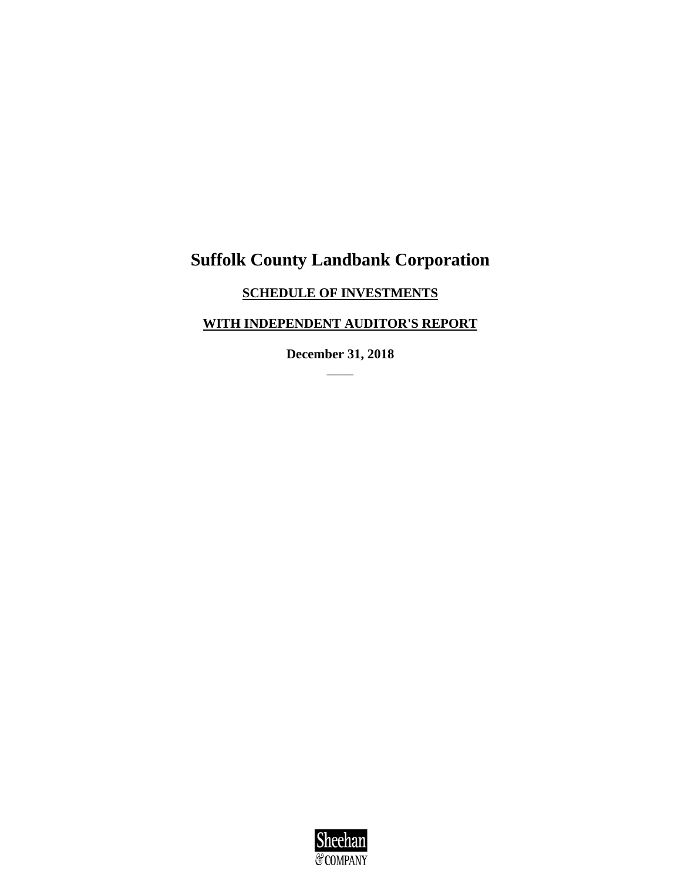# Suffolk County Landbank Corporation

**SCHEDULE OF INVESTMENTS**

**WITH INDEPENDENT AUDITOR'S REPORT**

**December 31, 2018**

Sheehan & COMPANY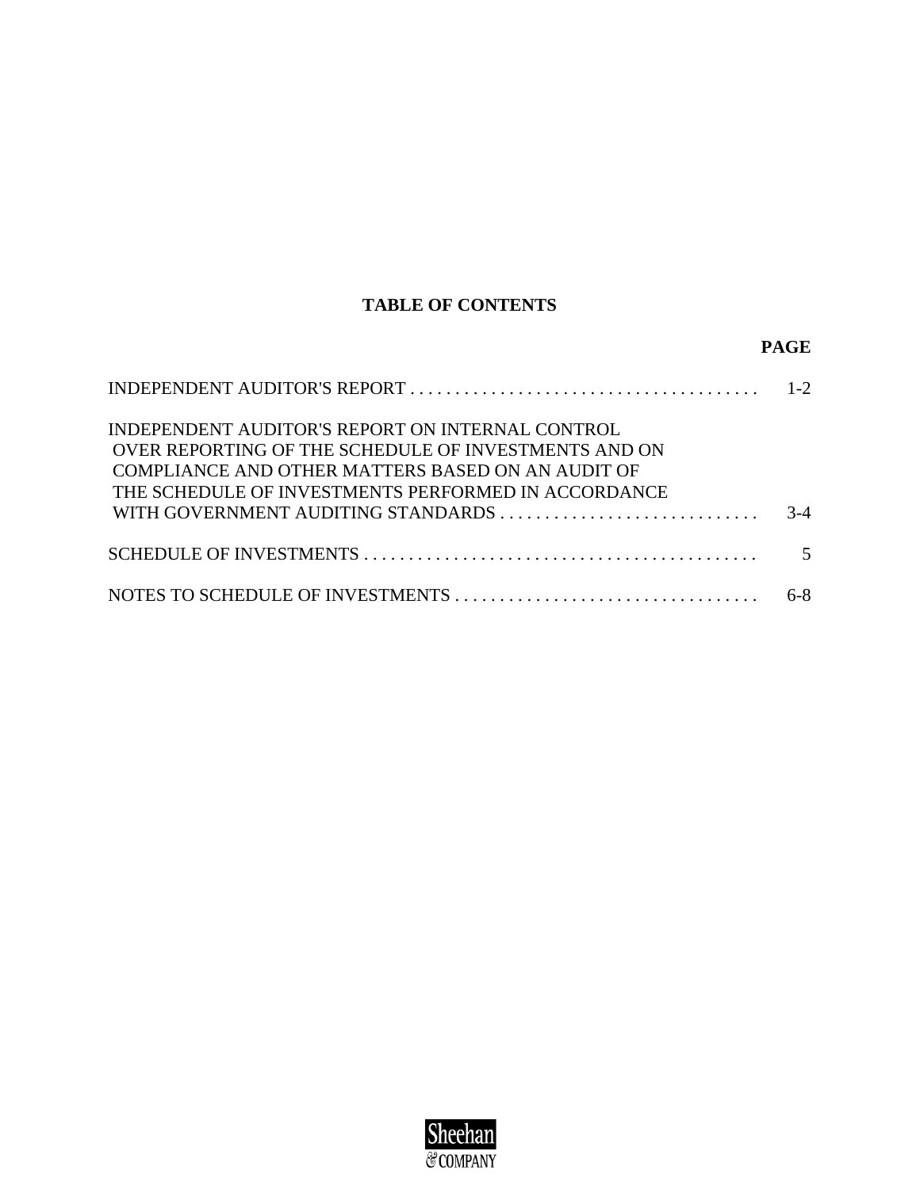# TABLE OF CONTENTS

| | PAGE |
|---|---|
| INDEPENDENT AUDITOR'S REPORT | 1-2 |
| INDEPENDENT AUDITOR'S REPORT ON INTERNAL CONTROL OVER REPORTING OF THE SCHEDULE OF INVESTMENTS AND ON COMPLIANCE AND OTHER MATTERS BASED ON AN AUDIT OF THE SCHEDULE OF INVESTMENTS PERFORMED IN ACCORDANCE WITH GOVERNMENT AUDITING STANDARDS | 3-4 |
| SCHEDULE OF INVESTMENTS | 5 |
| NOTES TO SCHEDULE OF INVESTMENTS | 6-8 |

Sheehan & COMPANY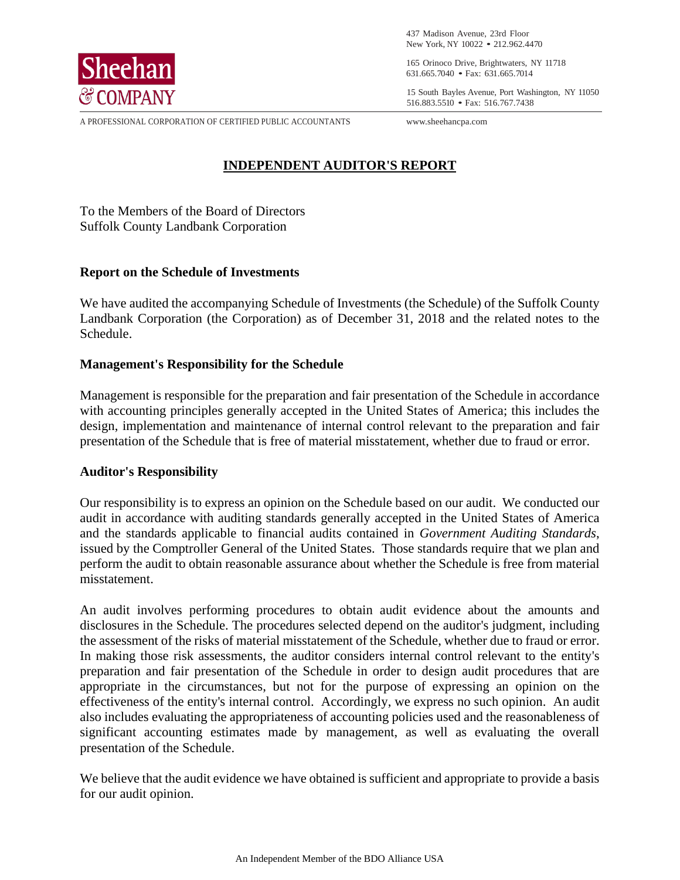Sheehan
& COMPANY

A PROFESSIONAL CORPORATION OF CERTIFIED PUBLIC ACCOUNTANTS

437 Madison Avenue, 23rd Floor
New York, NY 10022 • 212.962.4470

165 Orinoco Drive, Brightwaters, NY 11718
631.665.7040 • Fax: 631.665.7014

15 South Bayles Avenue, Port Washington, NY 11050
516.883.5510 • Fax: 516.767.7438

www.sheehancpa.com

# INDEPENDENT AUDITOR'S REPORT

To the Members of the Board of Directors
Suffolk County Landbank Corporation

## Report on the Schedule of Investments

We have audited the accompanying Schedule of Investments (the Schedule) of the Suffolk County Landbank Corporation (the Corporation) as of December 31, 2018 and the related notes to the Schedule.

## Management's Responsibility for the Schedule

Management is responsible for the preparation and fair presentation of the Schedule in accordance with accounting principles generally accepted in the United States of America; this includes the design, implementation and maintenance of internal control relevant to the preparation and fair presentation of the Schedule that is free of material misstatement, whether due to fraud or error.

## Auditor's Responsibility

Our responsibility is to express an opinion on the Schedule based on our audit. We conducted our audit in accordance with auditing standards generally accepted in the United States of America and the standards applicable to financial audits contained in *Government Auditing Standards*, issued by the Comptroller General of the United States. Those standards require that we plan and perform the audit to obtain reasonable assurance about whether the Schedule is free from material misstatement.

An audit involves performing procedures to obtain audit evidence about the amounts and disclosures in the Schedule. The procedures selected depend on the auditor's judgment, including the assessment of the risks of material misstatement of the Schedule, whether due to fraud or error. In making those risk assessments, the auditor considers internal control relevant to the entity's preparation and fair presentation of the Schedule in order to design audit procedures that are appropriate in the circumstances, but not for the purpose of expressing an opinion on the effectiveness of the entity's internal control. Accordingly, we express no such opinion. An audit also includes evaluating the appropriateness of accounting policies used and the reasonableness of significant accounting estimates made by management, as well as evaluating the overall presentation of the Schedule.

We believe that the audit evidence we have obtained is sufficient and appropriate to provide a basis for our audit opinion.

An Independent Member of the BDO Alliance USA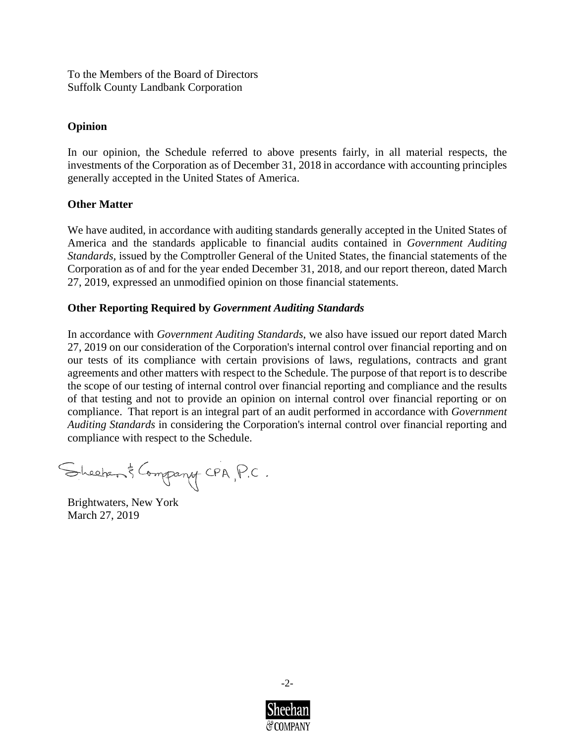To the Members of the Board of Directors
Suffolk County Landbank Corporation

**Opinion**

In our opinion, the Schedule referred to above presents fairly, in all material respects, the investments of the Corporation as of December 31, 2018 in accordance with accounting principles generally accepted in the United States of America.

**Other Matter**

We have audited, in accordance with auditing standards generally accepted in the United States of America and the standards applicable to financial audits contained in *Government Auditing Standards,* issued by the Comptroller General of the United States, the financial statements of the Corporation as of and for the year ended December 31, 2018, and our report thereon, dated March 27, 2019, expressed an unmodified opinion on those financial statements.

**Other Reporting Required by *Government Auditing Standards***

In accordance with *Government Auditing Standards,* we also have issued our report dated March 27, 2019 on our consideration of the Corporation's internal control over financial reporting and on our tests of its compliance with certain provisions of laws, regulations, contracts and grant agreements and other matters with respect to the Schedule. The purpose of that report is to describe the scope of our testing of internal control over financial reporting and compliance and the results of that testing and not to provide an opinion on internal control over financial reporting or on compliance. That report is an integral part of an audit performed in accordance with *Government Auditing Standards* in considering the Corporation's internal control over financial reporting and compliance with respect to the Schedule.

Sheehan & Company CPA, P.C.

Brightwaters, New York
March 27, 2019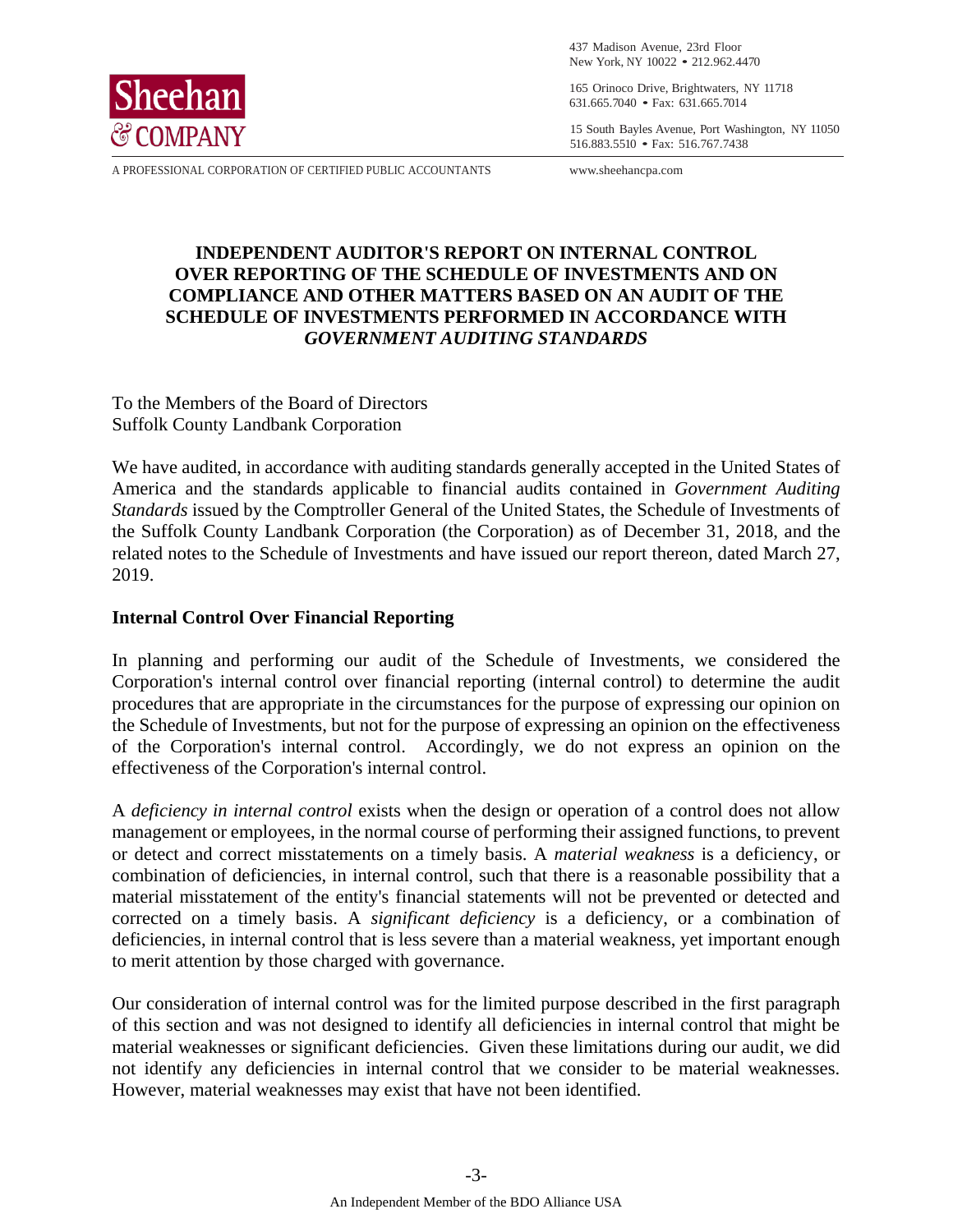Sheehan & COMPANY

437 Madison Avenue, 23rd Floor
New York, NY 10022 • 212.962.4470

165 Orinoco Drive, Brightwaters, NY 11718
631.665.7040 • Fax: 631.665.7014

15 South Bayles Avenue, Port Washington, NY 11050
516.883.5510 • Fax: 516.767.7438

A PROFESSIONAL CORPORATION OF CERTIFIED PUBLIC ACCOUNTANTS www.sheehancpa.com

# INDEPENDENT AUDITOR'S REPORT ON INTERNAL CONTROL OVER REPORTING OF THE SCHEDULE OF INVESTMENTS AND ON COMPLIANCE AND OTHER MATTERS BASED ON AN AUDIT OF THE SCHEDULE OF INVESTMENTS PERFORMED IN ACCORDANCE WITH *GOVERNMENT AUDITING STANDARDS*

To the Members of the Board of Directors
Suffolk County Landbank Corporation

We have audited, in accordance with auditing standards generally accepted in the United States of America and the standards applicable to financial audits contained in *Government Auditing Standards* issued by the Comptroller General of the United States, the Schedule of Investments of the Suffolk County Landbank Corporation (the Corporation) as of December 31, 2018, and the related notes to the Schedule of Investments and have issued our report thereon, dated March 27, 2019.

## Internal Control Over Financial Reporting

In planning and performing our audit of the Schedule of Investments, we considered the Corporation's internal control over financial reporting (internal control) to determine the audit procedures that are appropriate in the circumstances for the purpose of expressing our opinion on the Schedule of Investments, but not for the purpose of expressing an opinion on the effectiveness of the Corporation's internal control. Accordingly, we do not express an opinion on the effectiveness of the Corporation's internal control.

A *deficiency in internal control* exists when the design or operation of a control does not allow management or employees, in the normal course of performing their assigned functions, to prevent or detect and correct misstatements on a timely basis. A *material weakness* is a deficiency, or combination of deficiencies, in internal control, such that there is a reasonable possibility that a material misstatement of the entity's financial statements will not be prevented or detected and corrected on a timely basis. A *significant deficiency* is a deficiency, or a combination of deficiencies, in internal control that is less severe than a material weakness, yet important enough to merit attention by those charged with governance.

Our consideration of internal control was for the limited purpose described in the first paragraph of this section and was not designed to identify all deficiencies in internal control that might be material weaknesses or significant deficiencies. Given these limitations during our audit, we did not identify any deficiencies in internal control that we consider to be material weaknesses. However, material weaknesses may exist that have not been identified.

An Independent Member of the BDO Alliance USA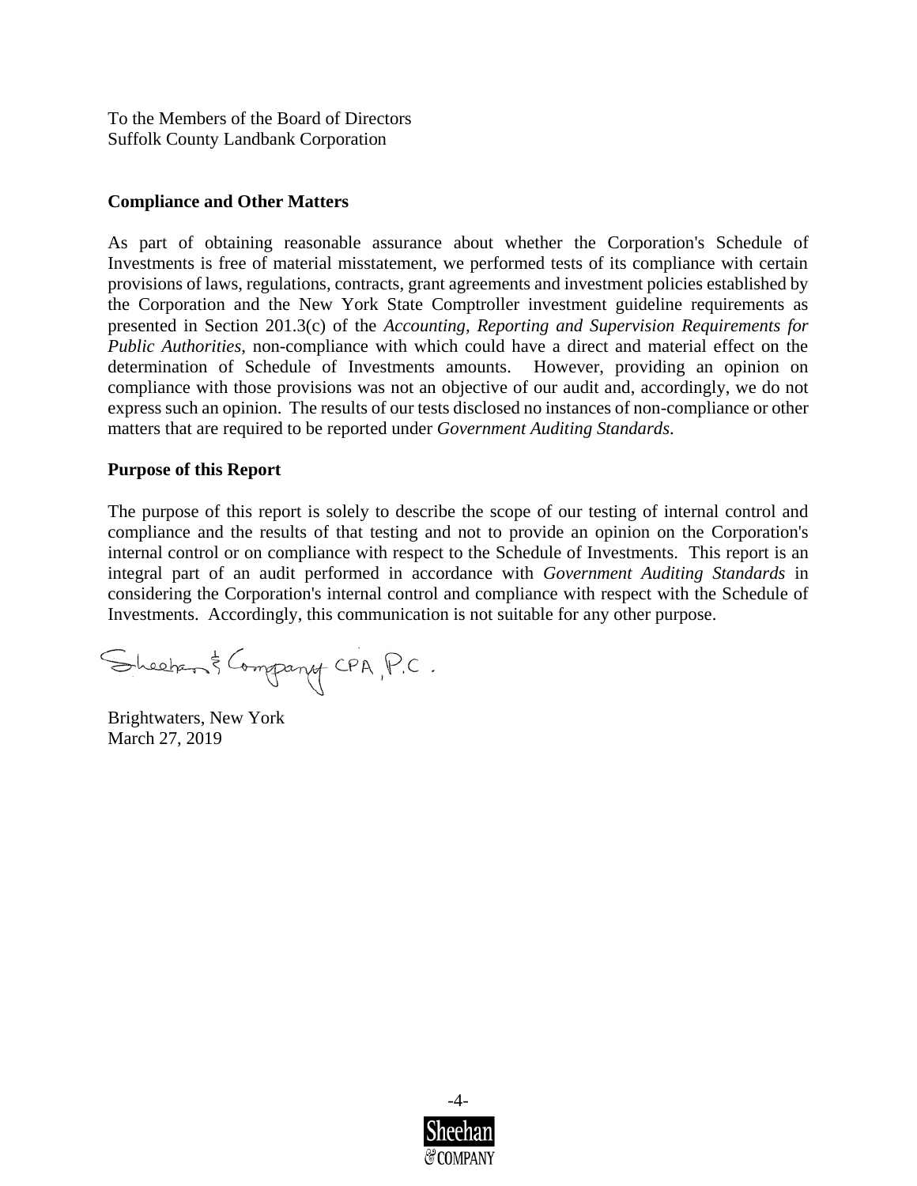To the Members of the Board of Directors
Suffolk County Landbank Corporation

**Compliance and Other Matters**

As part of obtaining reasonable assurance about whether the Corporation's Schedule of Investments is free of material misstatement, we performed tests of its compliance with certain provisions of laws, regulations, contracts, grant agreements and investment policies established by the Corporation and the New York State Comptroller investment guideline requirements as presented in Section 201.3(c) of the *Accounting, Reporting and Supervision Requirements for Public Authorities*, non-compliance with which could have a direct and material effect on the determination of Schedule of Investments amounts. However, providing an opinion on compliance with those provisions was not an objective of our audit and, accordingly, we do not express such an opinion. The results of our tests disclosed no instances of non-compliance or other matters that are required to be reported under *Government Auditing Standards*.

**Purpose of this Report**

The purpose of this report is solely to describe the scope of our testing of internal control and compliance and the results of that testing and not to provide an opinion on the Corporation's internal control or on compliance with respect to the Schedule of Investments. This report is an integral part of an audit performed in accordance with *Government Auditing Standards* in considering the Corporation's internal control and compliance with respect with the Schedule of Investments. Accordingly, this communication is not suitable for any other purpose.

Sheehan & Company CPA, P.C.

Brightwaters, New York
March 27, 2019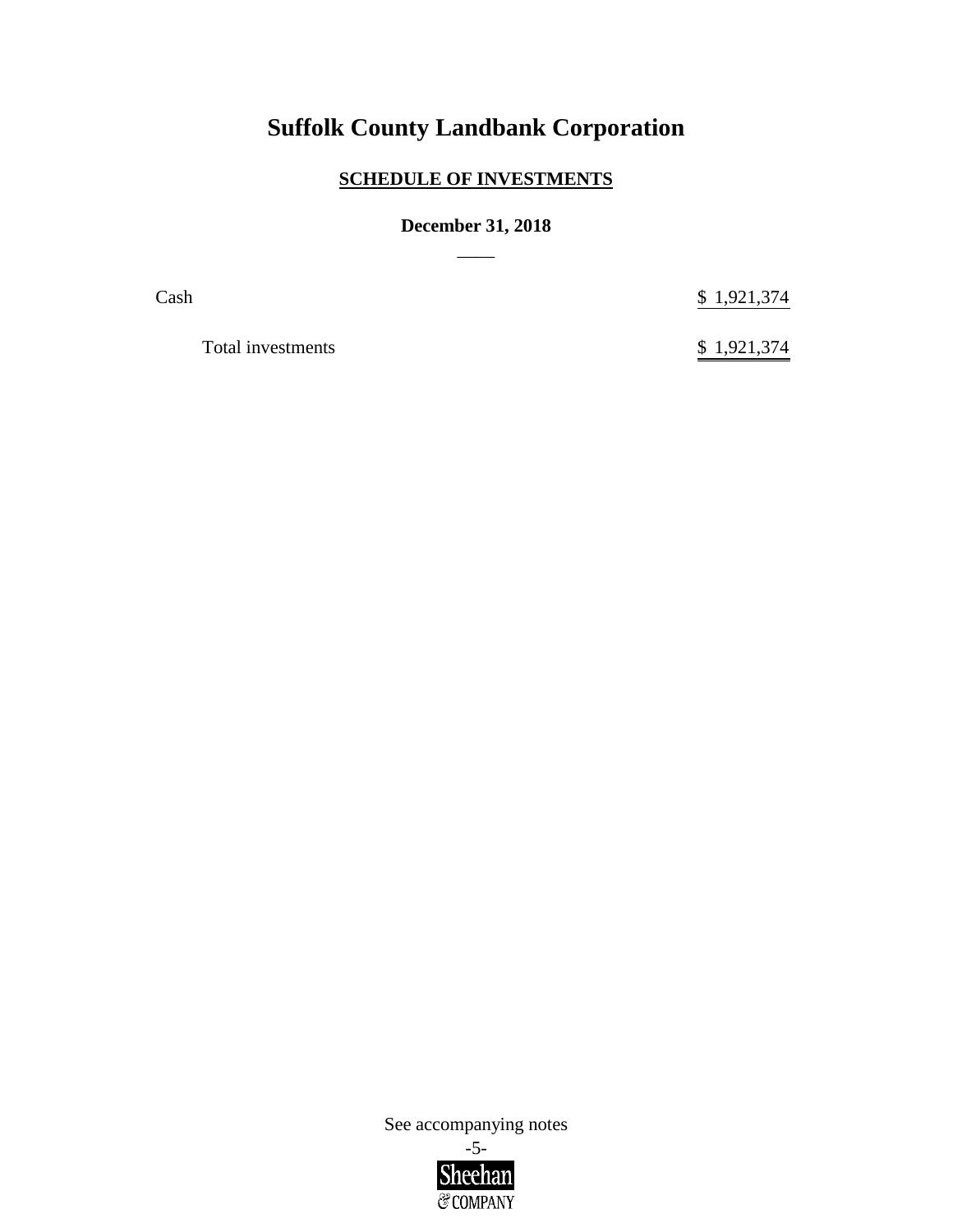# Suffolk County Landbank Corporation

## SCHEDULE OF INVESTMENTS

**December 31, 2018**

| | |
|---|---|
| Cash | $ 1,921,374 |
| Total investments | $ 1,921,374 |

See accompanying notes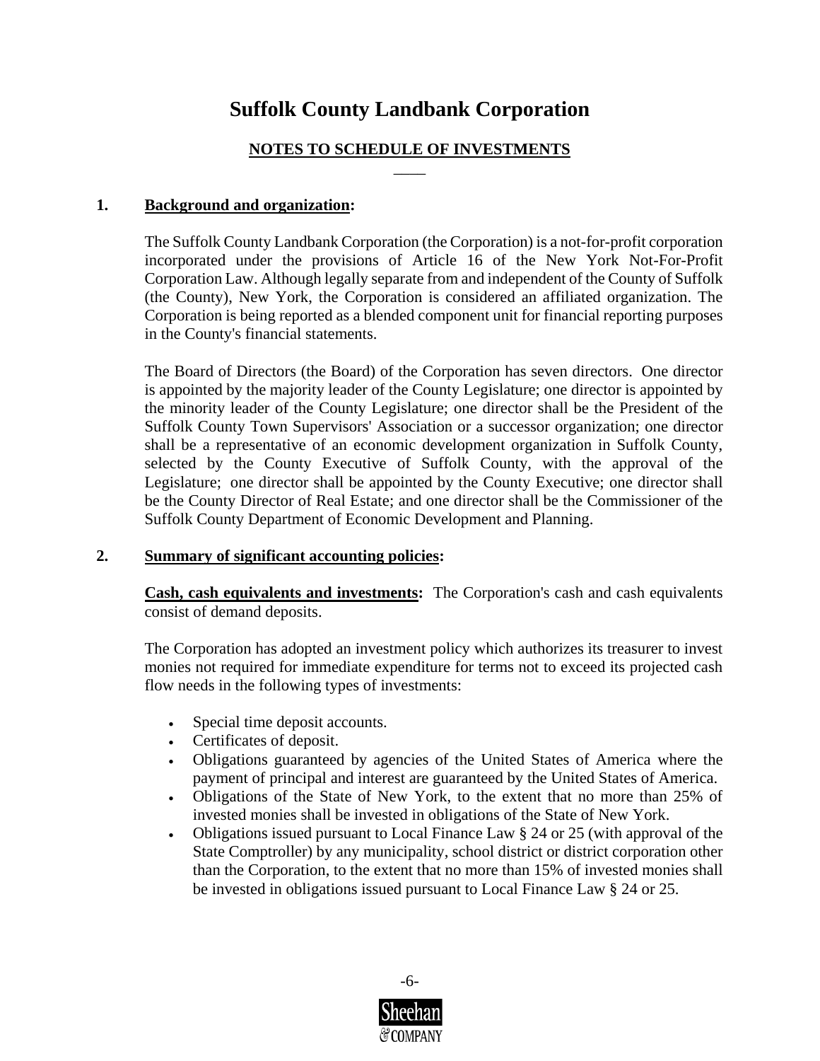# Suffolk County Landbank Corporation

## NOTES TO SCHEDULE OF INVESTMENTS

**1. Background and organization:**

The Suffolk County Landbank Corporation (the Corporation) is a not-for-profit corporation incorporated under the provisions of Article 16 of the New York Not-For-Profit Corporation Law. Although legally separate from and independent of the County of Suffolk (the County), New York, the Corporation is considered an affiliated organization. The Corporation is being reported as a blended component unit for financial reporting purposes in the County's financial statements.

The Board of Directors (the Board) of the Corporation has seven directors. One director is appointed by the majority leader of the County Legislature; one director is appointed by the minority leader of the County Legislature; one director shall be the President of the Suffolk County Town Supervisors' Association or a successor organization; one director shall be a representative of an economic development organization in Suffolk County, selected by the County Executive of Suffolk County, with the approval of the Legislature; one director shall be appointed by the County Executive; one director shall be the County Director of Real Estate; and one director shall be the Commissioner of the Suffolk County Department of Economic Development and Planning.

**2. Summary of significant accounting policies:**

**Cash, cash equivalents and investments:** The Corporation's cash and cash equivalents consist of demand deposits.

The Corporation has adopted an investment policy which authorizes its treasurer to invest monies not required for immediate expenditure for terms not to exceed its projected cash flow needs in the following types of investments:

- Special time deposit accounts.
- Certificates of deposit.
- Obligations guaranteed by agencies of the United States of America where the payment of principal and interest are guaranteed by the United States of America.
- Obligations of the State of New York, to the extent that no more than 25% of invested monies shall be invested in obligations of the State of New York.
- Obligations issued pursuant to Local Finance Law § 24 or 25 (with approval of the State Comptroller) by any municipality, school district or district corporation other than the Corporation, to the extent that no more than 15% of invested monies shall be invested in obligations issued pursuant to Local Finance Law § 24 or 25.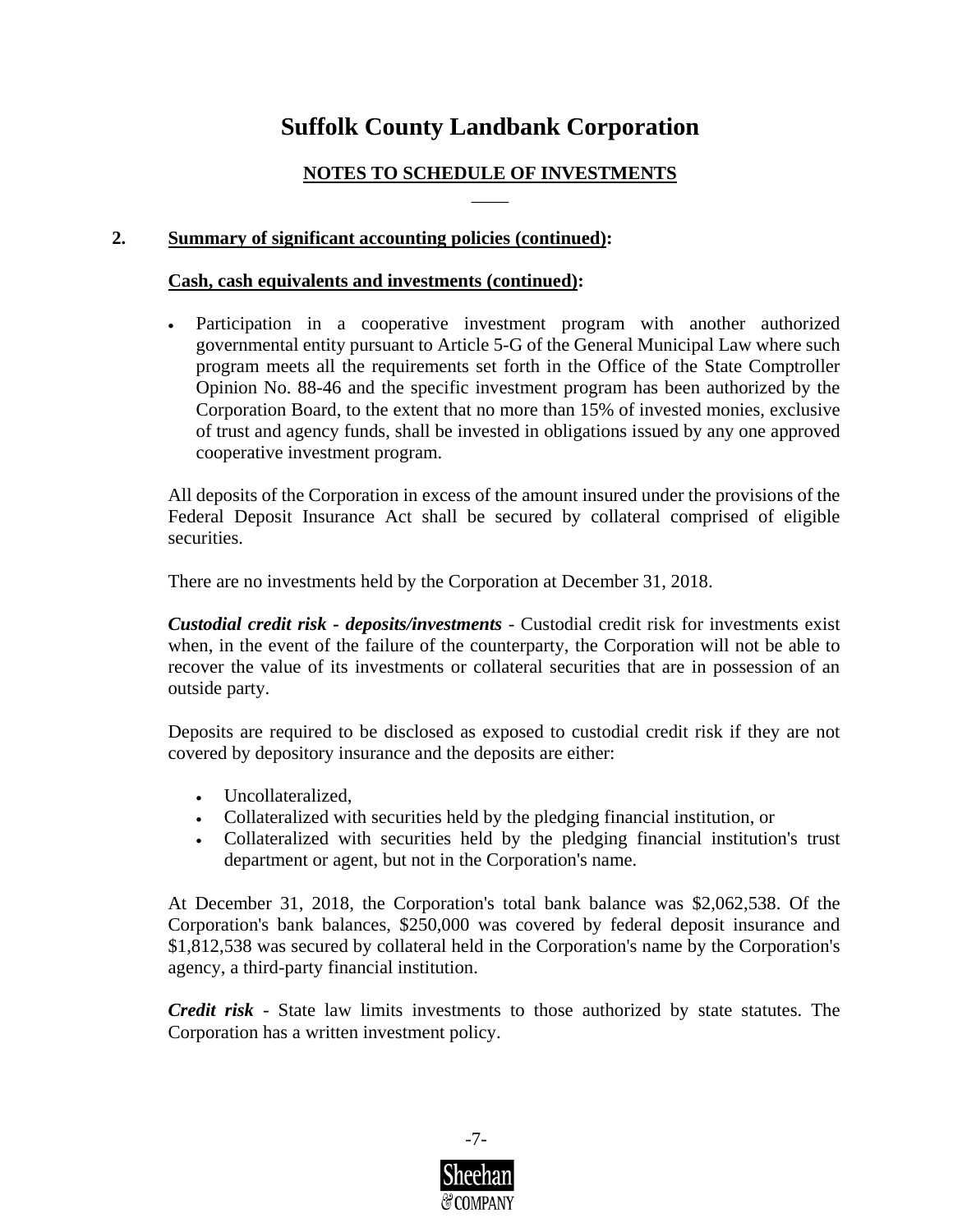# Suffolk County Landbank Corporation

## NOTES TO SCHEDULE OF INVESTMENTS

### 2. Summary of significant accounting policies (continued):

**Cash, cash equivalents and investments (continued):**

- Participation in a cooperative investment program with another authorized governmental entity pursuant to Article 5-G of the General Municipal Law where such program meets all the requirements set forth in the Office of the State Comptroller Opinion No. 88-46 and the specific investment program has been authorized by the Corporation Board, to the extent that no more than 15% of invested monies, exclusive of trust and agency funds, shall be invested in obligations issued by any one approved cooperative investment program.

All deposits of the Corporation in excess of the amount insured under the provisions of the Federal Deposit Insurance Act shall be secured by collateral comprised of eligible securities.

There are no investments held by the Corporation at December 31, 2018.

***Custodial credit risk - deposits/investments*** - Custodial credit risk for investments exist when, in the event of the failure of the counterparty, the Corporation will not be able to recover the value of its investments or collateral securities that are in possession of an outside party.

Deposits are required to be disclosed as exposed to custodial credit risk if they are not covered by depository insurance and the deposits are either:

- Uncollateralized,
- Collateralized with securities held by the pledging financial institution, or
- Collateralized with securities held by the pledging financial institution's trust department or agent, but not in the Corporation's name.

At December 31, 2018, the Corporation's total bank balance was $2,062,538. Of the Corporation's bank balances, $250,000 was covered by federal deposit insurance and $1,812,538 was secured by collateral held in the Corporation's name by the Corporation's agency, a third-party financial institution.

***Credit risk*** - State law limits investments to those authorized by state statutes. The Corporation has a written investment policy.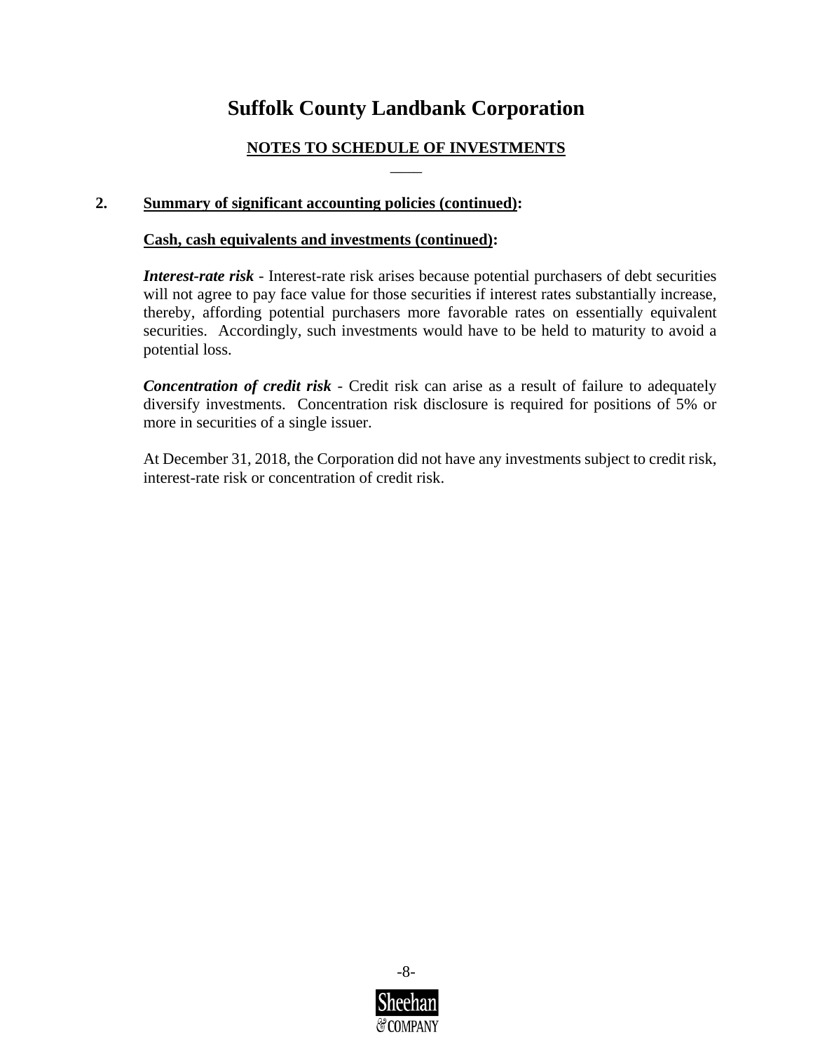# Suffolk County Landbank Corporation

**NOTES TO SCHEDULE OF INVESTMENTS**

## 2. Summary of significant accounting policies (continued):

### Cash, cash equivalents and investments (continued):

***Interest-rate risk*** - Interest-rate risk arises because potential purchasers of debt securities will not agree to pay face value for those securities if interest rates substantially increase, thereby, affording potential purchasers more favorable rates on essentially equivalent securities. Accordingly, such investments would have to be held to maturity to avoid a potential loss.

***Concentration of credit risk*** - Credit risk can arise as a result of failure to adequately diversify investments. Concentration risk disclosure is required for positions of 5% or more in securities of a single issuer.

At December 31, 2018, the Corporation did not have any investments subject to credit risk, interest-rate risk or concentration of credit risk.